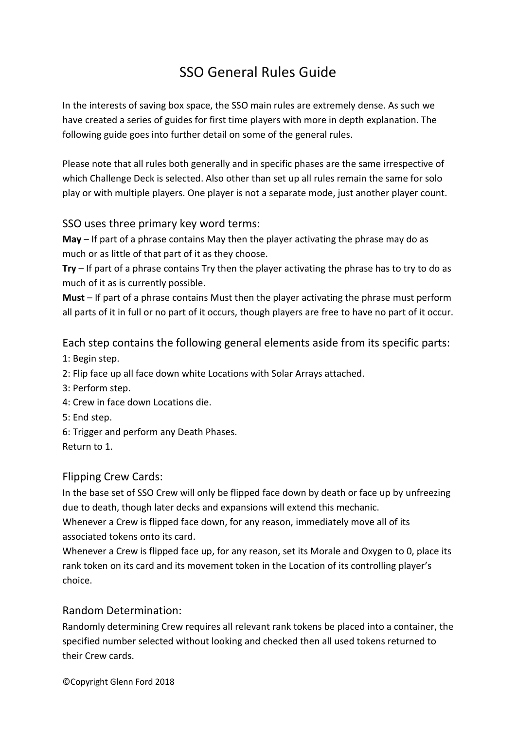# SSO General Rules Guide

In the interests of saving box space, the SSO main rules are extremely dense. As such we have created a series of guides for first time players with more in depth explanation. The following guide goes into further detail on some of the general rules.

Please note that all rules both generally and in specific phases are the same irrespective of which Challenge Deck is selected. Also other than set up all rules remain the same for solo play or with multiple players. One player is not a separate mode, just another player count.

## SSO uses three primary key word terms:

**May** – If part of a phrase contains May then the player activating the phrase may do as much or as little of that part of it as they choose.

**Try** – If part of a phrase contains Try then the player activating the phrase has to try to do as much of it as is currently possible.

**Must** – If part of a phrase contains Must then the player activating the phrase must perform all parts of it in full or no part of it occurs, though players are free to have no part of it occur.

## Each step contains the following general elements aside from its specific parts:

1: Begin step.
2: Flip face up all face down white Locations with Solar Arrays attached.
3: Perform step.
4: Crew in face down Locations die.
5: End step.
6: Trigger and perform any Death Phases.
Return to 1.

## Flipping Crew Cards:

In the base set of SSO Crew will only be flipped face down by death or face up by unfreezing due to death, though later decks and expansions will extend this mechanic.

Whenever a Crew is flipped face down, for any reason, immediately move all of its associated tokens onto its card.

Whenever a Crew is flipped face up, for any reason, set its Morale and Oxygen to 0, place its rank token on its card and its movement token in the Location of its controlling player's choice.

## Random Determination:

Randomly determining Crew requires all relevant rank tokens be placed into a container, the specified number selected without looking and checked then all used tokens returned to their Crew cards.

©Copyright Glenn Ford 2018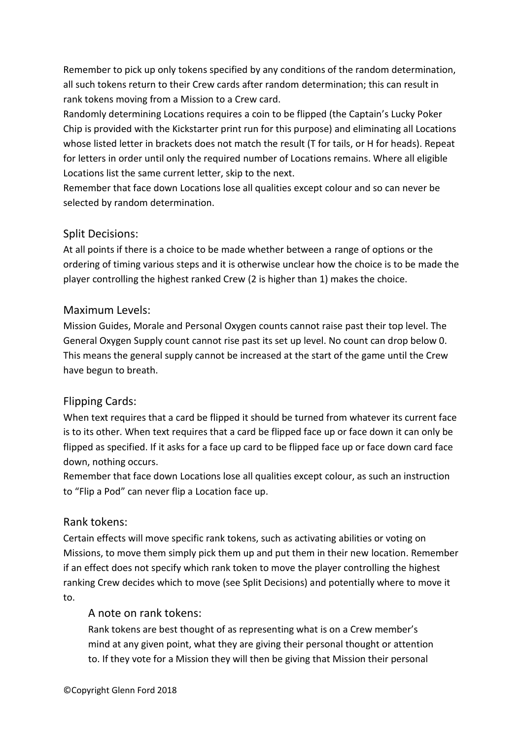Remember to pick up only tokens specified by any conditions of the random determination, all such tokens return to their Crew cards after random determination; this can result in rank tokens moving from a Mission to a Crew card.

Randomly determining Locations requires a coin to be flipped (the Captain's Lucky Poker Chip is provided with the Kickstarter print run for this purpose) and eliminating all Locations whose listed letter in brackets does not match the result (T for tails, or H for heads). Repeat for letters in order until only the required number of Locations remains. Where all eligible Locations list the same current letter, skip to the next.

Remember that face down Locations lose all qualities except colour and so can never be selected by random determination.

## Split Decisions:

At all points if there is a choice to be made whether between a range of options or the ordering of timing various steps and it is otherwise unclear how the choice is to be made the player controlling the highest ranked Crew (2 is higher than 1) makes the choice.

## Maximum Levels:

Mission Guides, Morale and Personal Oxygen counts cannot raise past their top level. The General Oxygen Supply count cannot rise past its set up level. No count can drop below 0. This means the general supply cannot be increased at the start of the game until the Crew have begun to breath.

## Flipping Cards:

When text requires that a card be flipped it should be turned from whatever its current face is to its other. When text requires that a card be flipped face up or face down it can only be flipped as specified. If it asks for a face up card to be flipped face up or face down card face down, nothing occurs.

Remember that face down Locations lose all qualities except colour, as such an instruction to "Flip a Pod" can never flip a Location face up.

## Rank tokens:

Certain effects will move specific rank tokens, such as activating abilities or voting on Missions, to move them simply pick them up and put them in their new location. Remember if an effect does not specify which rank token to move the player controlling the highest ranking Crew decides which to move (see Split Decisions) and potentially where to move it to.

### A note on rank tokens:

Rank tokens are best thought of as representing what is on a Crew member's mind at any given point, what they are giving their personal thought or attention to. If they vote for a Mission they will then be giving that Mission their personal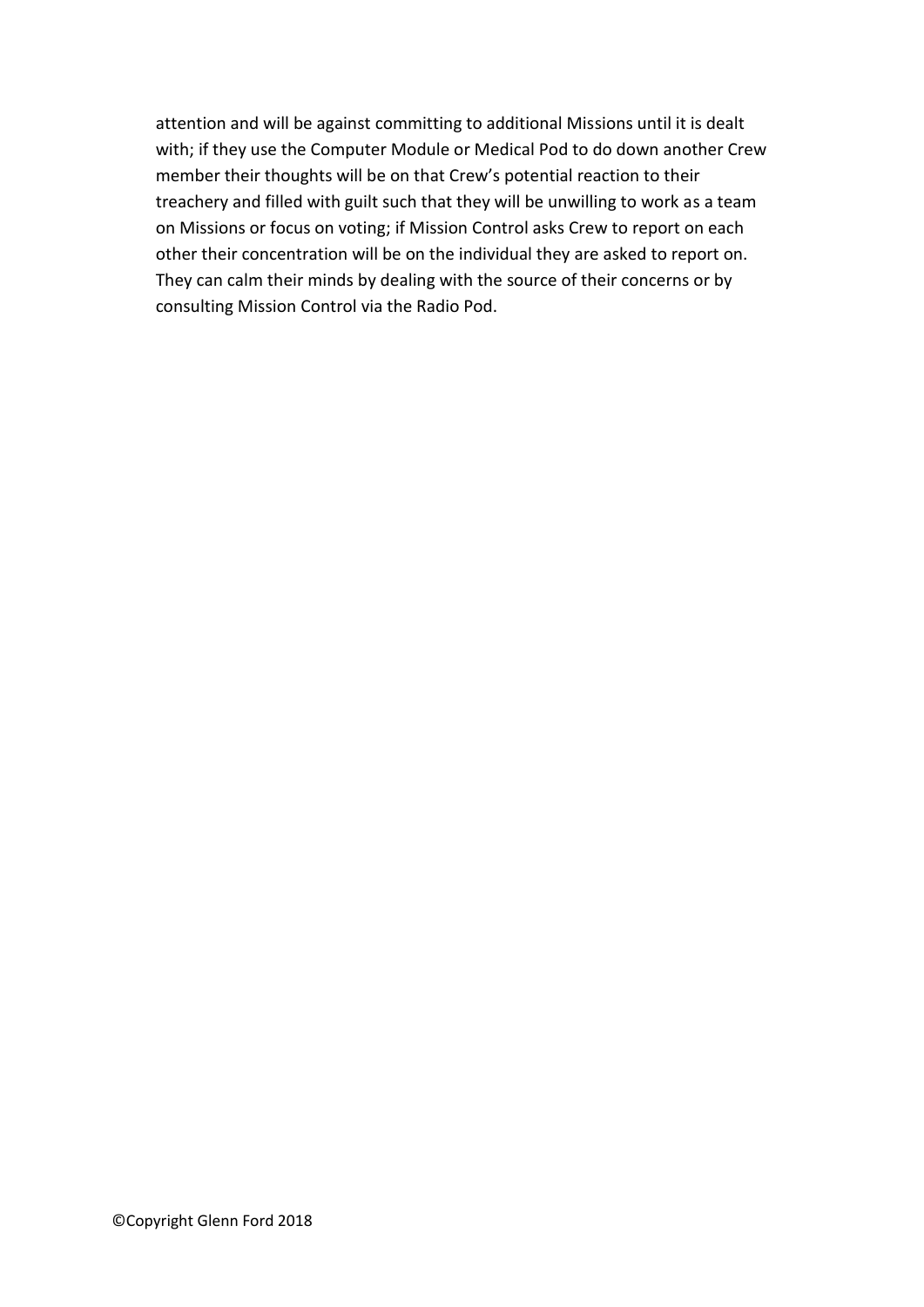attention and will be against committing to additional Missions until it is dealt with; if they use the Computer Module or Medical Pod to do down another Crew member their thoughts will be on that Crew's potential reaction to their treachery and filled with guilt such that they will be unwilling to work as a team on Missions or focus on voting; if Mission Control asks Crew to report on each other their concentration will be on the individual they are asked to report on. They can calm their minds by dealing with the source of their concerns or by consulting Mission Control via the Radio Pod.